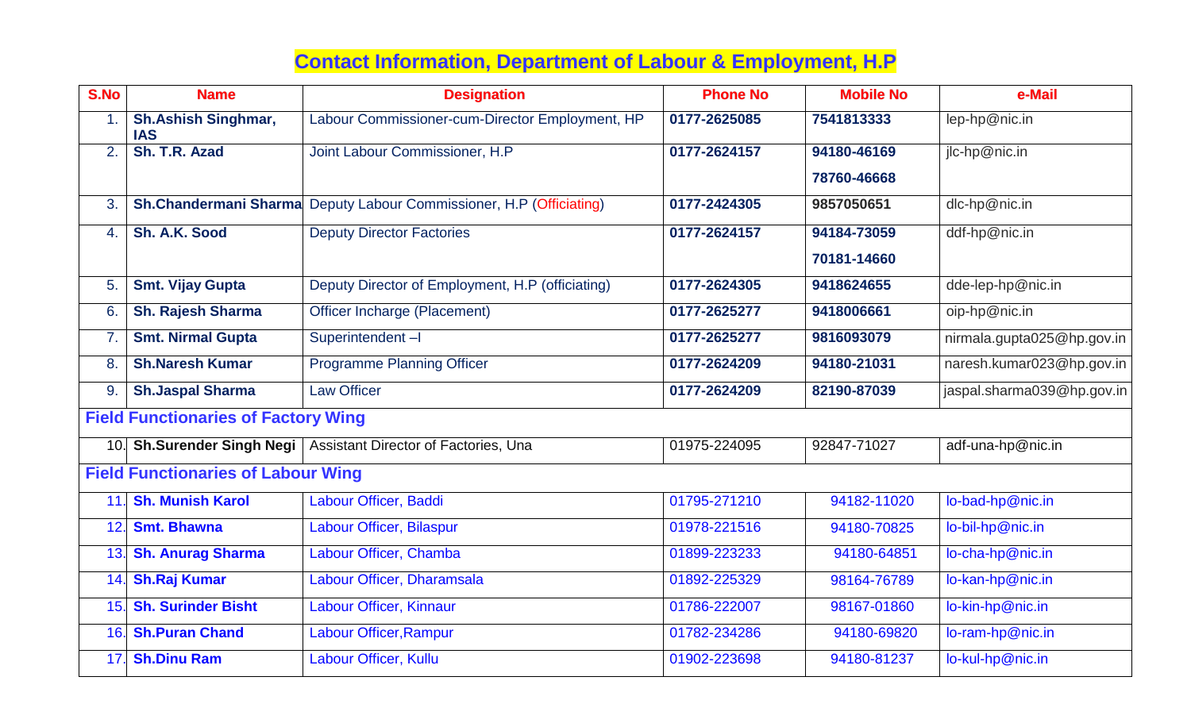# Contact Information, Department of Labour & Employment, H.P

| S.No | Name | Designation | Phone No | Mobile No | e-Mail |
|---|---|---|---|---|---|
| 1. | **Sh.Ashish Singhmar, IAS** | Labour Commissioner-cum-Director Employment, HP | **0177-2625085** | **7541813333** | lep-hp@nic.in |
| 2. | **Sh. T.R. Azad** | Joint Labour Commissioner, H.P | **0177-2624157** | **94180-46169** **78760-46668** | jlc-hp@nic.in |
| 3. | **Sh.Chandermani Sharma** | Deputy Labour Commissioner, H.P (Officiating) | **0177-2424305** | **9857050651** | dlc-hp@nic.in |
| 4. | **Sh. A.K. Sood** | Deputy Director Factories | **0177-2624157** | **94184-73059** **70181-14660** | ddf-hp@nic.in |
| 5. | **Smt. Vijay Gupta** | Deputy Director of Employment, H.P (officiating) | **0177-2624305** | **9418624655** | dde-lep-hp@nic.in |
| 6. | **Sh. Rajesh Sharma** | Officer Incharge (Placement) | **0177-2625277** | **9418006661** | oip-hp@nic.in |
| 7. | **Smt. Nirmal Gupta** | Superintendent –I | **0177-2625277** | **9816093079** | nirmala.gupta025@hp.gov.in |
| 8. | **Sh.Naresh Kumar** | Programme Planning Officer | **0177-2624209** | **94180-21031** | naresh.kumar023@hp.gov.in |
| 9. | **Sh.Jaspal Sharma** | Law Officer | **0177-2624209** | **82190-87039** | jaspal.sharma039@hp.gov.in |
| **Field Functionaries of Factory Wing** | | | | | |
| 10. | **Sh.Surender Singh Negi** | Assistant Director of Factories, Una | 01975-224095 | 92847-71027 | adf-una-hp@nic.in |
| **Field Functionaries of Labour Wing** | | | | | |
| 11. | **Sh. Munish Karol** | Labour Officer, Baddi | 01795-271210 | 94182-11020 | lo-bad-hp@nic.in |
| 12. | **Smt. Bhawna** | Labour Officer, Bilaspur | 01978-221516 | 94180-70825 | lo-bil-hp@nic.in |
| 13. | **Sh. Anurag Sharma** | Labour Officer, Chamba | 01899-223233 | 94180-64851 | lo-cha-hp@nic.in |
| 14. | **Sh.Raj Kumar** | Labour Officer, Dharamsala | 01892-225329 | 98164-76789 | lo-kan-hp@nic.in |
| 15. | **Sh. Surinder Bisht** | Labour Officer, Kinnaur | 01786-222007 | 98167-01860 | lo-kin-hp@nic.in |
| 16. | **Sh.Puran Chand** | Labour Officer,Rampur | 01782-234286 | 94180-69820 | lo-ram-hp@nic.in |
| 17. | **Sh.Dinu Ram** | Labour Officer, Kullu | 01902-223698 | 94180-81237 | lo-kul-hp@nic.in |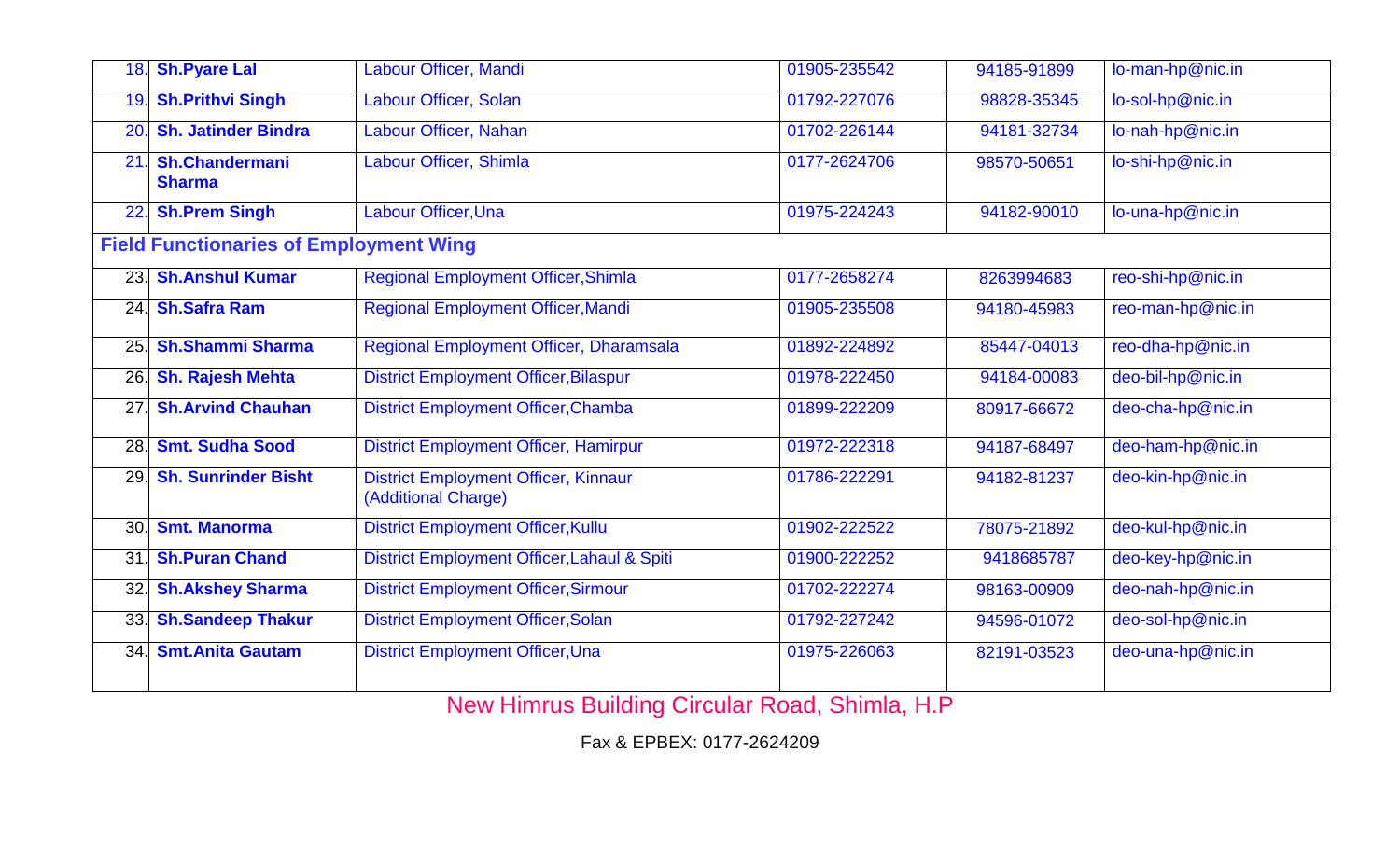| | | | | | |
|---|---|---|---|---|---|
| 18. | **Sh.Pyare Lal** | Labour Officer, Mandi | 01905-235542 | 94185-91899 | lo-man-hp@nic.in |
| 19. | **Sh.Prithvi Singh** | Labour Officer, Solan | 01792-227076 | 98828-35345 | lo-sol-hp@nic.in |
| 20. | **Sh. Jatinder Bindra** | Labour Officer, Nahan | 01702-226144 | 94181-32734 | lo-nah-hp@nic.in |
| 21. | **Sh.Chandermani Sharma** | Labour Officer, Shimla | 0177-2624706 | 98570-50651 | lo-shi-hp@nic.in |
| 22. | **Sh.Prem Singh** | Labour Officer,Una | 01975-224243 | 94182-90010 | lo-una-hp@nic.in |
| **Field Functionaries of Employment Wing** | | | | | |
| 23. | **Sh.Anshul Kumar** | Regional Employment Officer,Shimla | 0177-2658274 | 8263994683 | reo-shi-hp@nic.in |
| 24. | **Sh.Safra Ram** | Regional Employment Officer,Mandi | 01905-235508 | 94180-45983 | reo-man-hp@nic.in |
| 25. | **Sh.Shammi Sharma** | Regional Employment Officer, Dharamsala | 01892-224892 | 85447-04013 | reo-dha-hp@nic.in |
| 26. | **Sh. Rajesh Mehta** | District Employment Officer,Bilaspur | 01978-222450 | 94184-00083 | deo-bil-hp@nic.in |
| 27. | **Sh.Arvind Chauhan** | District Employment Officer,Chamba | 01899-222209 | 80917-66672 | deo-cha-hp@nic.in |
| 28. | **Smt. Sudha Sood** | District Employment Officer, Hamirpur | 01972-222318 | 94187-68497 | deo-ham-hp@nic.in |
| 29. | **Sh. Sunrinder Bisht** | District Employment Officer, Kinnaur (Additional Charge) | 01786-222291 | 94182-81237 | deo-kin-hp@nic.in |
| 30. | **Smt. Manorma** | District Employment Officer,Kullu | 01902-222522 | 78075-21892 | deo-kul-hp@nic.in |
| 31. | **Sh.Puran Chand** | District Employment Officer,Lahaul & Spiti | 01900-222252 | 9418685787 | deo-key-hp@nic.in |
| 32. | **Sh.Akshey Sharma** | District Employment Officer,Sirmour | 01702-222274 | 98163-00909 | deo-nah-hp@nic.in |
| 33. | **Sh.Sandeep Thakur** | District Employment Officer,Solan | 01792-227242 | 94596-01072 | deo-sol-hp@nic.in |
| 34. | **Smt.Anita Gautam** | District Employment Officer,Una | 01975-226063 | 82191-03523 | deo-una-hp@nic.in |

New Himrus Building Circular Road, Shimla, H.P

Fax & EPBEX: 0177-2624209